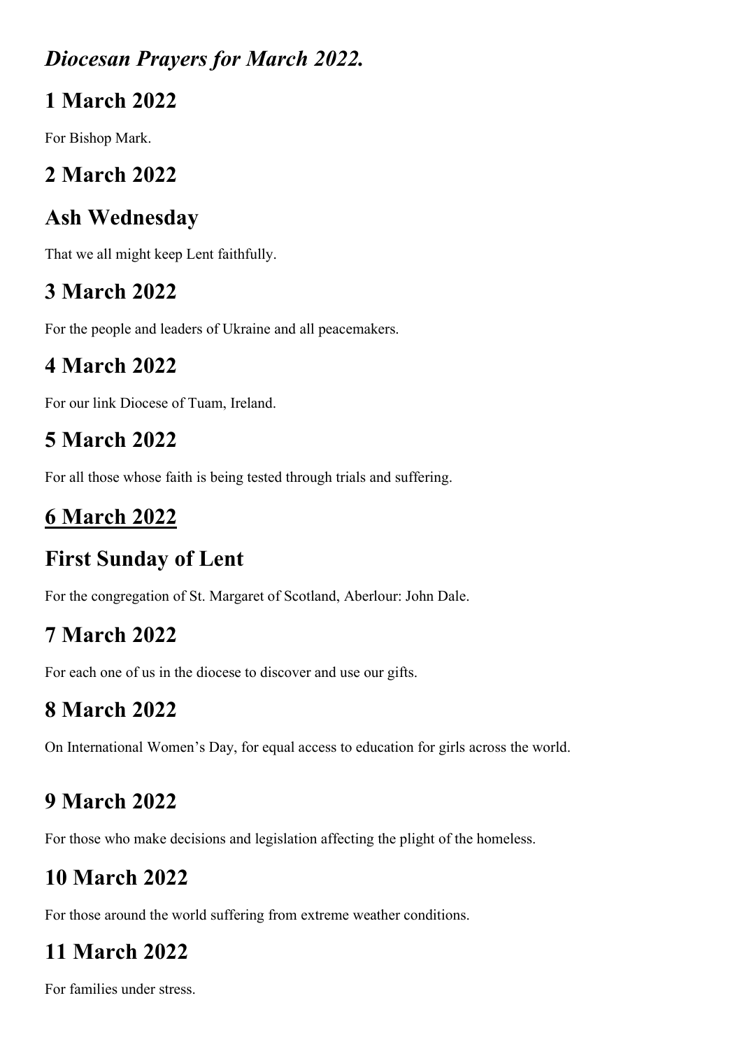# *Diocesan Prayers for March 2022.*

## 1 March 2022

For Bishop Mark.

## 2 March 2022

## Ash Wednesday

That we all might keep Lent faithfully.

## 3 March 2022

For the people and leaders of Ukraine and all peacemakers.

## 4 March 2022

For our link Diocese of Tuam, Ireland.

## 5 March 2022

For all those whose faith is being tested through trials and suffering.

## <u>6 March 2022</u>

## First Sunday of Lent

For the congregation of St. Margaret of Scotland, Aberlour: John Dale.

## 7 March 2022

For each one of us in the diocese to discover and use our gifts.

## 8 March 2022

On International Women's Day, for equal access to education for girls across the world.

## 9 March 2022

For those who make decisions and legislation affecting the plight of the homeless.

## 10 March 2022

For those around the world suffering from extreme weather conditions.

## 11 March 2022

For families under stress.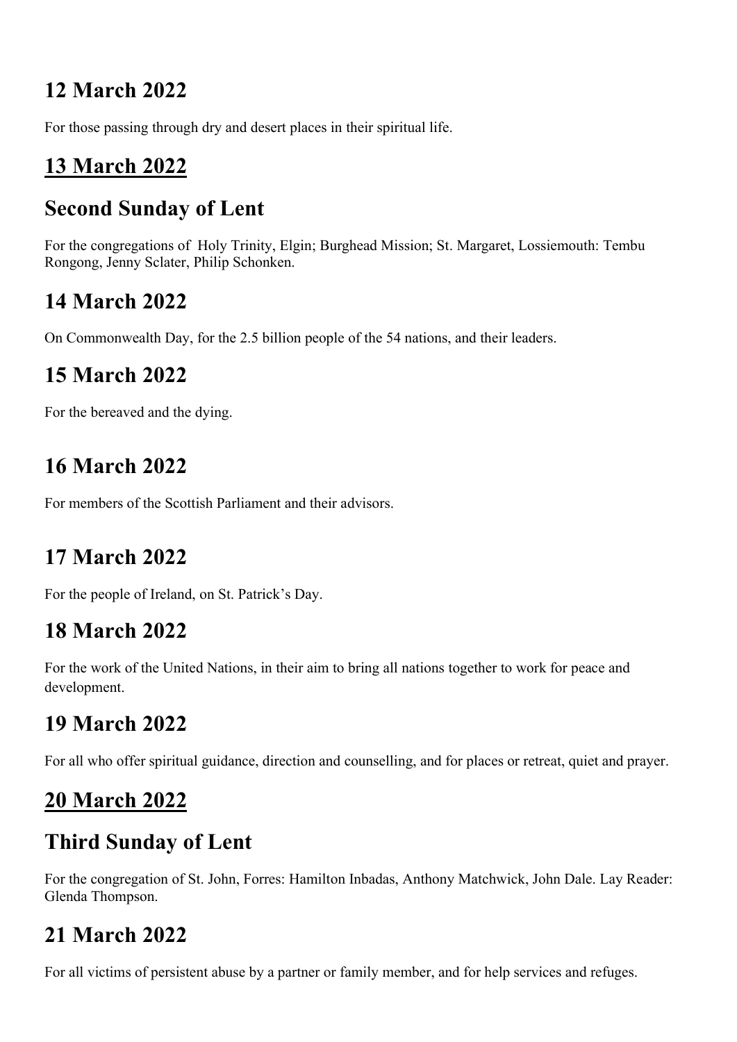## 12 March 2022

For those passing through dry and desert places in their spiritual life.

## 13 March 2022

## Second Sunday of Lent

For the congregations of  Holy Trinity, Elgin; Burghead Mission; St. Margaret, Lossiemouth: Tembu Rongong, Jenny Sclater, Philip Schonken.

## 14 March 2022

On Commonwealth Day, for the 2.5 billion people of the 54 nations, and their leaders.

## 15 March 2022

For the bereaved and the dying.

## 16 March 2022

For members of the Scottish Parliament and their advisors.

## 17 March 2022

For the people of Ireland, on St. Patrick's Day.

## 18 March 2022

For the work of the United Nations, in their aim to bring all nations together to work for peace and development.

## 19 March 2022

For all who offer spiritual guidance, direction and counselling, and for places or retreat, quiet and prayer.

## 20 March 2022

## Third Sunday of Lent

For the congregation of St. John, Forres: Hamilton Inbadas, Anthony Matchwick, John Dale. Lay Reader: Glenda Thompson.

## 21 March 2022

For all victims of persistent abuse by a partner or family member, and for help services and refuges.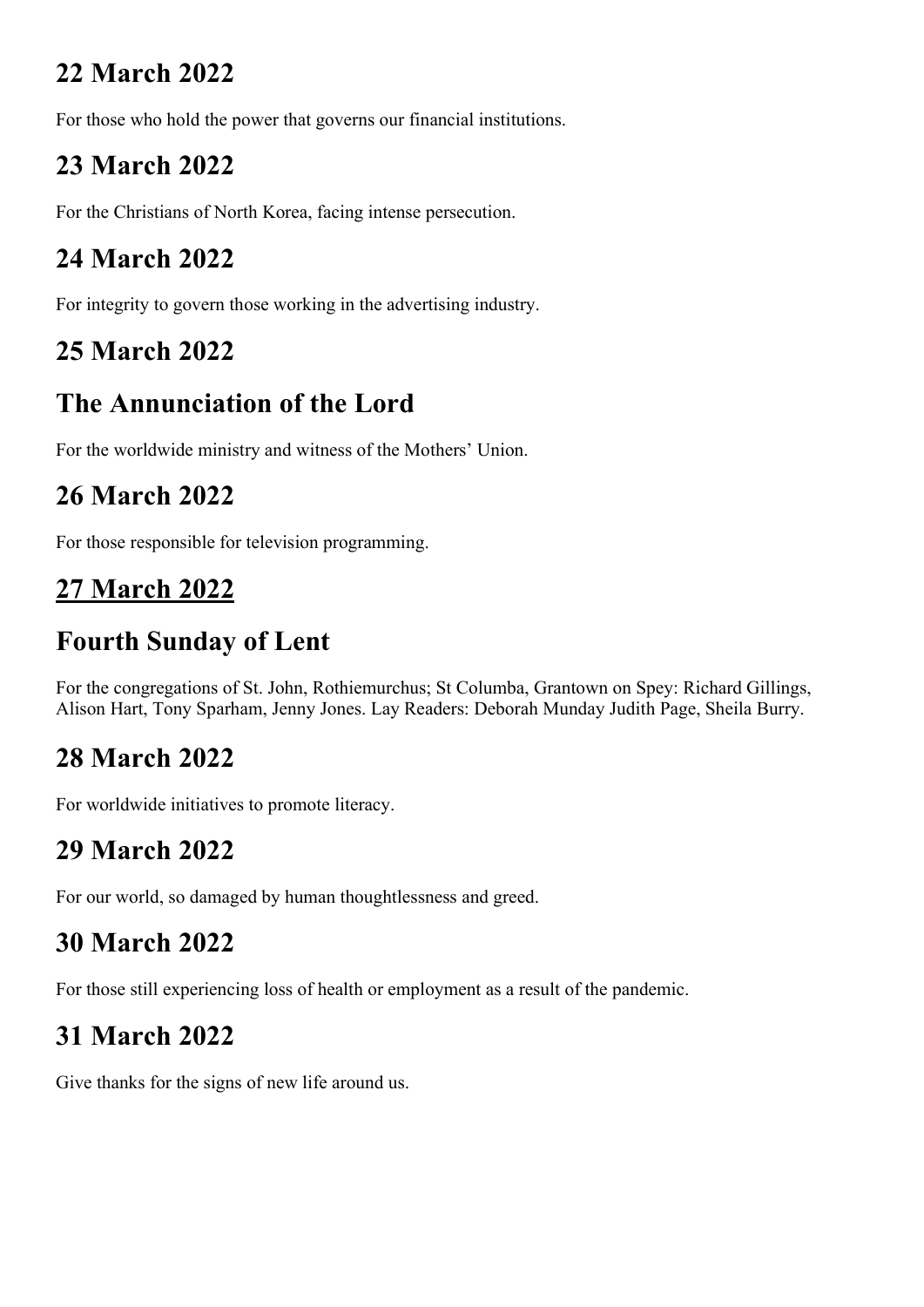## 22 March 2022

For those who hold the power that governs our financial institutions.

## 23 March 2022

For the Christians of North Korea, facing intense persecution.

## 24 March 2022

For integrity to govern those working in the advertising industry.

## 25 March 2022

## The Annunciation of the Lord

For the worldwide ministry and witness of the Mothers' Union.

## 26 March 2022

For those responsible for television programming.

## <u>27 March 2022</u>

## Fourth Sunday of Lent

For the congregations of St. John, Rothiemurchus; St Columba, Grantown on Spey: Richard Gillings, Alison Hart, Tony Sparham, Jenny Jones. Lay Readers: Deborah Munday Judith Page, Sheila Burry.

## 28 March 2022

For worldwide initiatives to promote literacy.

## 29 March 2022

For our world, so damaged by human thoughtlessness and greed.

## 30 March 2022

For those still experiencing loss of health or employment as a result of the pandemic.

## 31 March 2022

Give thanks for the signs of new life around us.